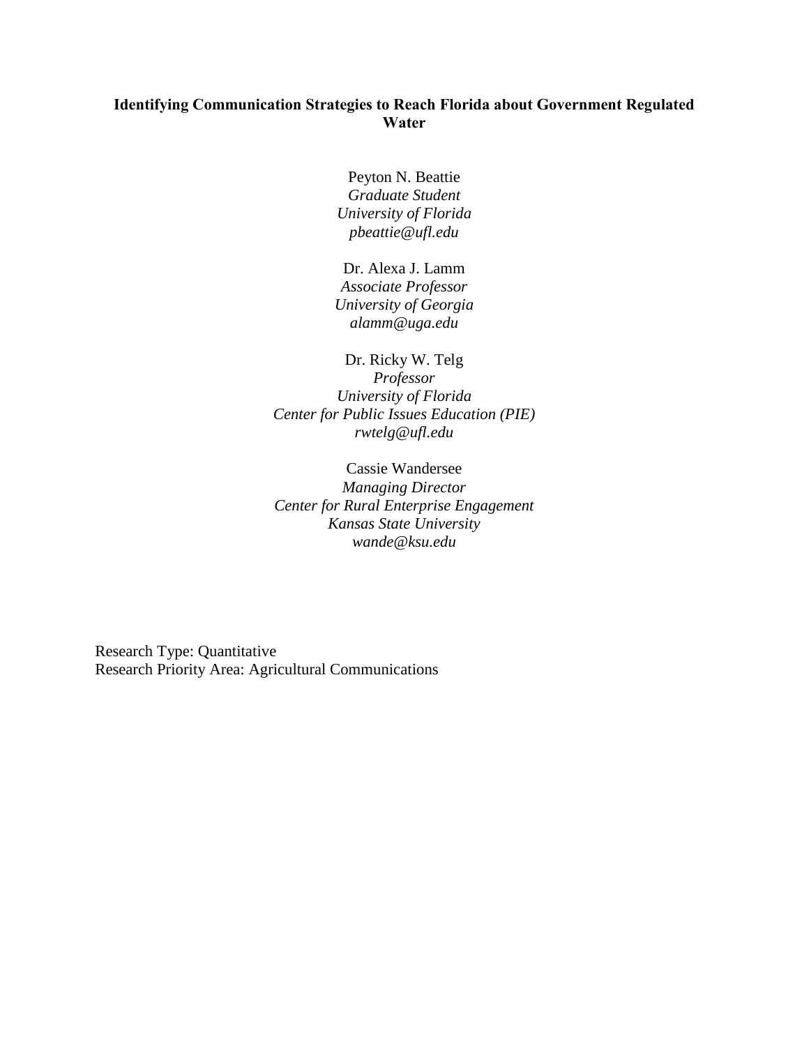# Identifying Communication Strategies to Reach Florida about Government Regulated Water

Peyton N. Beattie
*Graduate Student*
*University of Florida*
*pbeattie@ufl.edu*

Dr. Alexa J. Lamm
*Associate Professor*
*University of Georgia*
*alamm@uga.edu*

Dr. Ricky W. Telg
*Professor*
*University of Florida*
*Center for Public Issues Education (PIE)*
*rwtelg@ufl.edu*

Cassie Wandersee
*Managing Director*
*Center for Rural Enterprise Engagement*
*Kansas State University*
*wande@ksu.edu*

Research Type: Quantitative
Research Priority Area: Agricultural Communications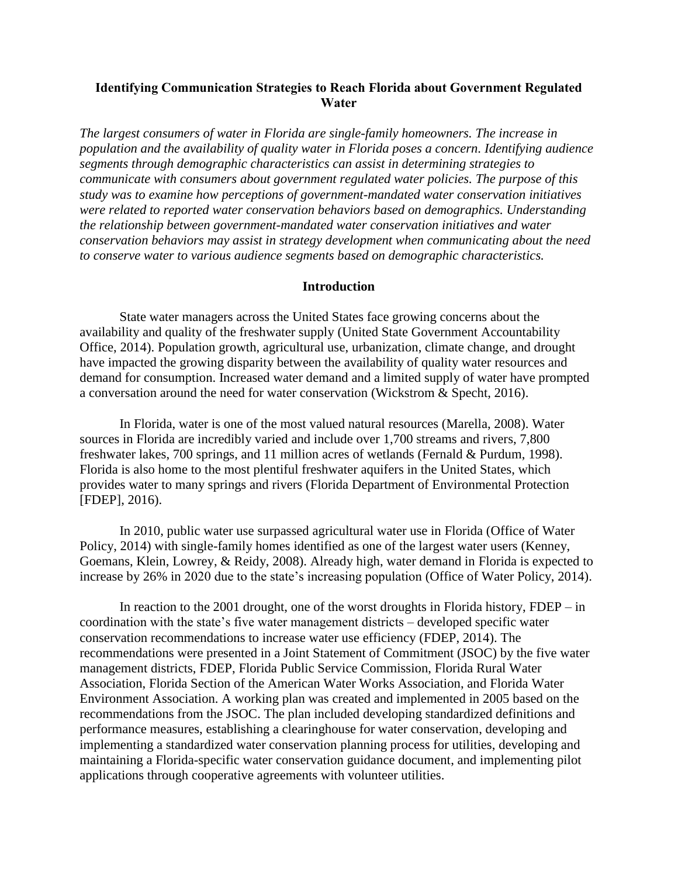# Identifying Communication Strategies to Reach Florida about Government Regulated Water

*The largest consumers of water in Florida are single-family homeowners. The increase in population and the availability of quality water in Florida poses a concern. Identifying audience segments through demographic characteristics can assist in determining strategies to communicate with consumers about government regulated water policies. The purpose of this study was to examine how perceptions of government-mandated water conservation initiatives were related to reported water conservation behaviors based on demographics. Understanding the relationship between government-mandated water conservation initiatives and water conservation behaviors may assist in strategy development when communicating about the need to conserve water to various audience segments based on demographic characteristics.*

## Introduction

State water managers across the United States face growing concerns about the availability and quality of the freshwater supply (United State Government Accountability Office, 2014). Population growth, agricultural use, urbanization, climate change, and drought have impacted the growing disparity between the availability of quality water resources and demand for consumption. Increased water demand and a limited supply of water have prompted a conversation around the need for water conservation (Wickstrom & Specht, 2016).

In Florida, water is one of the most valued natural resources (Marella, 2008). Water sources in Florida are incredibly varied and include over 1,700 streams and rivers, 7,800 freshwater lakes, 700 springs, and 11 million acres of wetlands (Fernald & Purdum, 1998). Florida is also home to the most plentiful freshwater aquifers in the United States, which provides water to many springs and rivers (Florida Department of Environmental Protection [FDEP], 2016).

In 2010, public water use surpassed agricultural water use in Florida (Office of Water Policy, 2014) with single-family homes identified as one of the largest water users (Kenney, Goemans, Klein, Lowrey, & Reidy, 2008). Already high, water demand in Florida is expected to increase by 26% in 2020 due to the state's increasing population (Office of Water Policy, 2014).

In reaction to the 2001 drought, one of the worst droughts in Florida history, FDEP – in coordination with the state's five water management districts – developed specific water conservation recommendations to increase water use efficiency (FDEP, 2014). The recommendations were presented in a Joint Statement of Commitment (JSOC) by the five water management districts, FDEP, Florida Public Service Commission, Florida Rural Water Association, Florida Section of the American Water Works Association, and Florida Water Environment Association. A working plan was created and implemented in 2005 based on the recommendations from the JSOC. The plan included developing standardized definitions and performance measures, establishing a clearinghouse for water conservation, developing and implementing a standardized water conservation planning process for utilities, developing and maintaining a Florida-specific water conservation guidance document, and implementing pilot applications through cooperative agreements with volunteer utilities.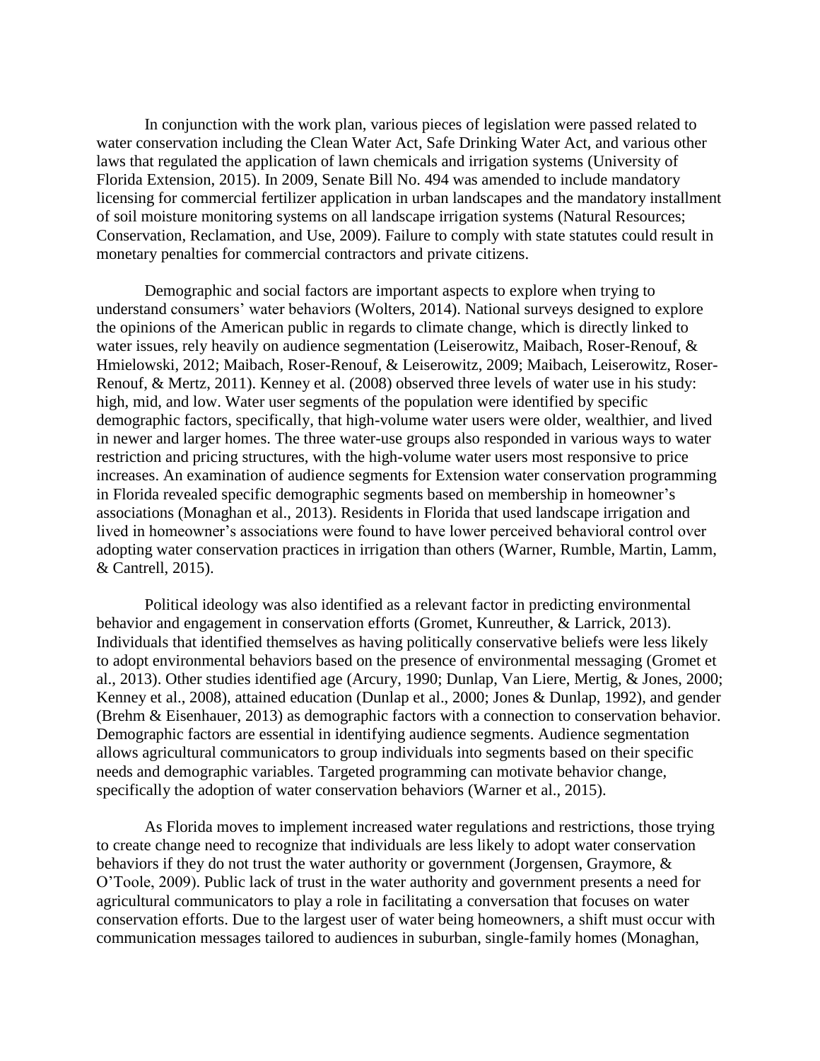In conjunction with the work plan, various pieces of legislation were passed related to water conservation including the Clean Water Act, Safe Drinking Water Act, and various other laws that regulated the application of lawn chemicals and irrigation systems (University of Florida Extension, 2015). In 2009, Senate Bill No. 494 was amended to include mandatory licensing for commercial fertilizer application in urban landscapes and the mandatory installment of soil moisture monitoring systems on all landscape irrigation systems (Natural Resources; Conservation, Reclamation, and Use, 2009). Failure to comply with state statutes could result in monetary penalties for commercial contractors and private citizens.

Demographic and social factors are important aspects to explore when trying to understand consumers' water behaviors (Wolters, 2014). National surveys designed to explore the opinions of the American public in regards to climate change, which is directly linked to water issues, rely heavily on audience segmentation (Leiserowitz, Maibach, Roser-Renouf, & Hmielowski, 2012; Maibach, Roser-Renouf, & Leiserowitz, 2009; Maibach, Leiserowitz, Roser-Renouf, & Mertz, 2011). Kenney et al. (2008) observed three levels of water use in his study: high, mid, and low. Water user segments of the population were identified by specific demographic factors, specifically, that high-volume water users were older, wealthier, and lived in newer and larger homes. The three water-use groups also responded in various ways to water restriction and pricing structures, with the high-volume water users most responsive to price increases. An examination of audience segments for Extension water conservation programming in Florida revealed specific demographic segments based on membership in homeowner's associations (Monaghan et al., 2013). Residents in Florida that used landscape irrigation and lived in homeowner's associations were found to have lower perceived behavioral control over adopting water conservation practices in irrigation than others (Warner, Rumble, Martin, Lamm, & Cantrell, 2015).

Political ideology was also identified as a relevant factor in predicting environmental behavior and engagement in conservation efforts (Gromet, Kunreuther, & Larrick, 2013). Individuals that identified themselves as having politically conservative beliefs were less likely to adopt environmental behaviors based on the presence of environmental messaging (Gromet et al., 2013). Other studies identified age (Arcury, 1990; Dunlap, Van Liere, Mertig, & Jones, 2000; Kenney et al., 2008), attained education (Dunlap et al., 2000; Jones & Dunlap, 1992), and gender (Brehm & Eisenhauer, 2013) as demographic factors with a connection to conservation behavior. Demographic factors are essential in identifying audience segments. Audience segmentation allows agricultural communicators to group individuals into segments based on their specific needs and demographic variables. Targeted programming can motivate behavior change, specifically the adoption of water conservation behaviors (Warner et al., 2015).

As Florida moves to implement increased water regulations and restrictions, those trying to create change need to recognize that individuals are less likely to adopt water conservation behaviors if they do not trust the water authority or government (Jorgensen, Graymore, & O'Toole, 2009). Public lack of trust in the water authority and government presents a need for agricultural communicators to play a role in facilitating a conversation that focuses on water conservation efforts. Due to the largest user of water being homeowners, a shift must occur with communication messages tailored to audiences in suburban, single-family homes (Monaghan,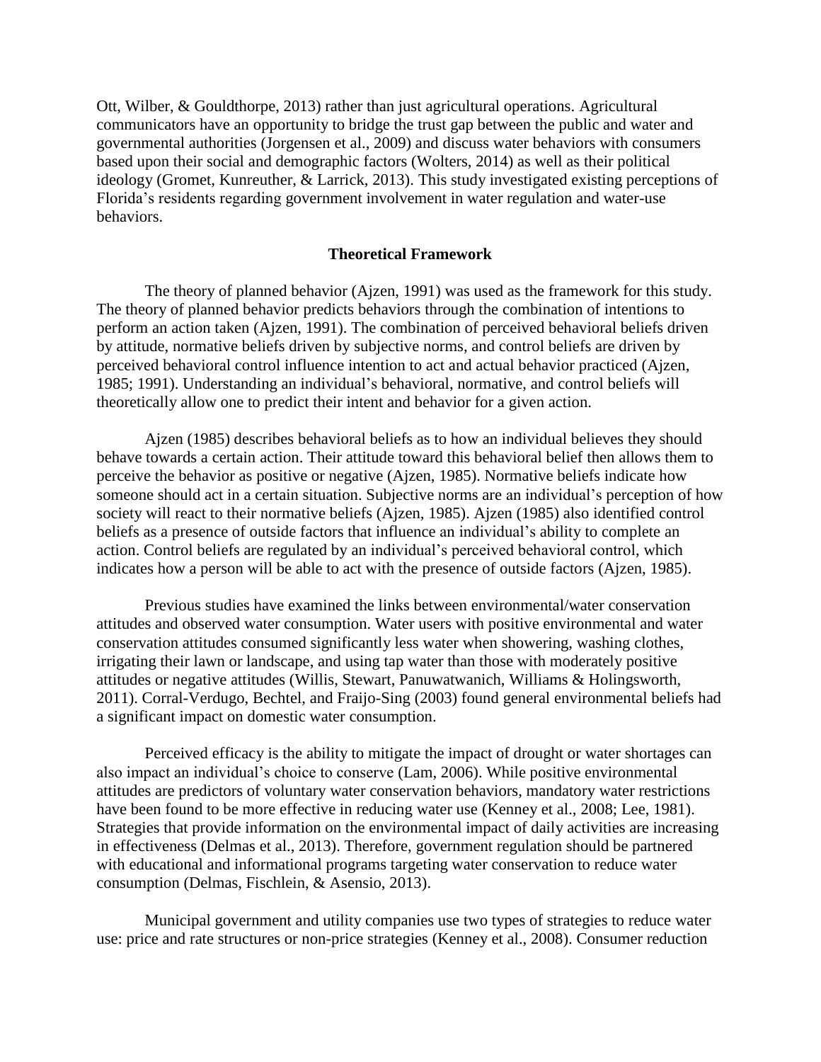Ott, Wilber, & Gouldthorpe, 2013) rather than just agricultural operations. Agricultural communicators have an opportunity to bridge the trust gap between the public and water and governmental authorities (Jorgensen et al., 2009) and discuss water behaviors with consumers based upon their social and demographic factors (Wolters, 2014) as well as their political ideology (Gromet, Kunreuther, & Larrick, 2013). This study investigated existing perceptions of Florida's residents regarding government involvement in water regulation and water-use behaviors.

## Theoretical Framework

The theory of planned behavior (Ajzen, 1991) was used as the framework for this study. The theory of planned behavior predicts behaviors through the combination of intentions to perform an action taken (Ajzen, 1991). The combination of perceived behavioral beliefs driven by attitude, normative beliefs driven by subjective norms, and control beliefs are driven by perceived behavioral control influence intention to act and actual behavior practiced (Ajzen, 1985; 1991). Understanding an individual's behavioral, normative, and control beliefs will theoretically allow one to predict their intent and behavior for a given action.

Ajzen (1985) describes behavioral beliefs as to how an individual believes they should behave towards a certain action. Their attitude toward this behavioral belief then allows them to perceive the behavior as positive or negative (Ajzen, 1985). Normative beliefs indicate how someone should act in a certain situation. Subjective norms are an individual's perception of how society will react to their normative beliefs (Ajzen, 1985). Ajzen (1985) also identified control beliefs as a presence of outside factors that influence an individual's ability to complete an action. Control beliefs are regulated by an individual's perceived behavioral control, which indicates how a person will be able to act with the presence of outside factors (Ajzen, 1985).

Previous studies have examined the links between environmental/water conservation attitudes and observed water consumption. Water users with positive environmental and water conservation attitudes consumed significantly less water when showering, washing clothes, irrigating their lawn or landscape, and using tap water than those with moderately positive attitudes or negative attitudes (Willis, Stewart, Panuwatwanich, Williams & Holingsworth, 2011). Corral-Verdugo, Bechtel, and Fraijo-Sing (2003) found general environmental beliefs had a significant impact on domestic water consumption.

Perceived efficacy is the ability to mitigate the impact of drought or water shortages can also impact an individual's choice to conserve (Lam, 2006). While positive environmental attitudes are predictors of voluntary water conservation behaviors, mandatory water restrictions have been found to be more effective in reducing water use (Kenney et al., 2008; Lee, 1981). Strategies that provide information on the environmental impact of daily activities are increasing in effectiveness (Delmas et al., 2013). Therefore, government regulation should be partnered with educational and informational programs targeting water conservation to reduce water consumption (Delmas, Fischlein, & Asensio, 2013).

Municipal government and utility companies use two types of strategies to reduce water use: price and rate structures or non-price strategies (Kenney et al., 2008). Consumer reduction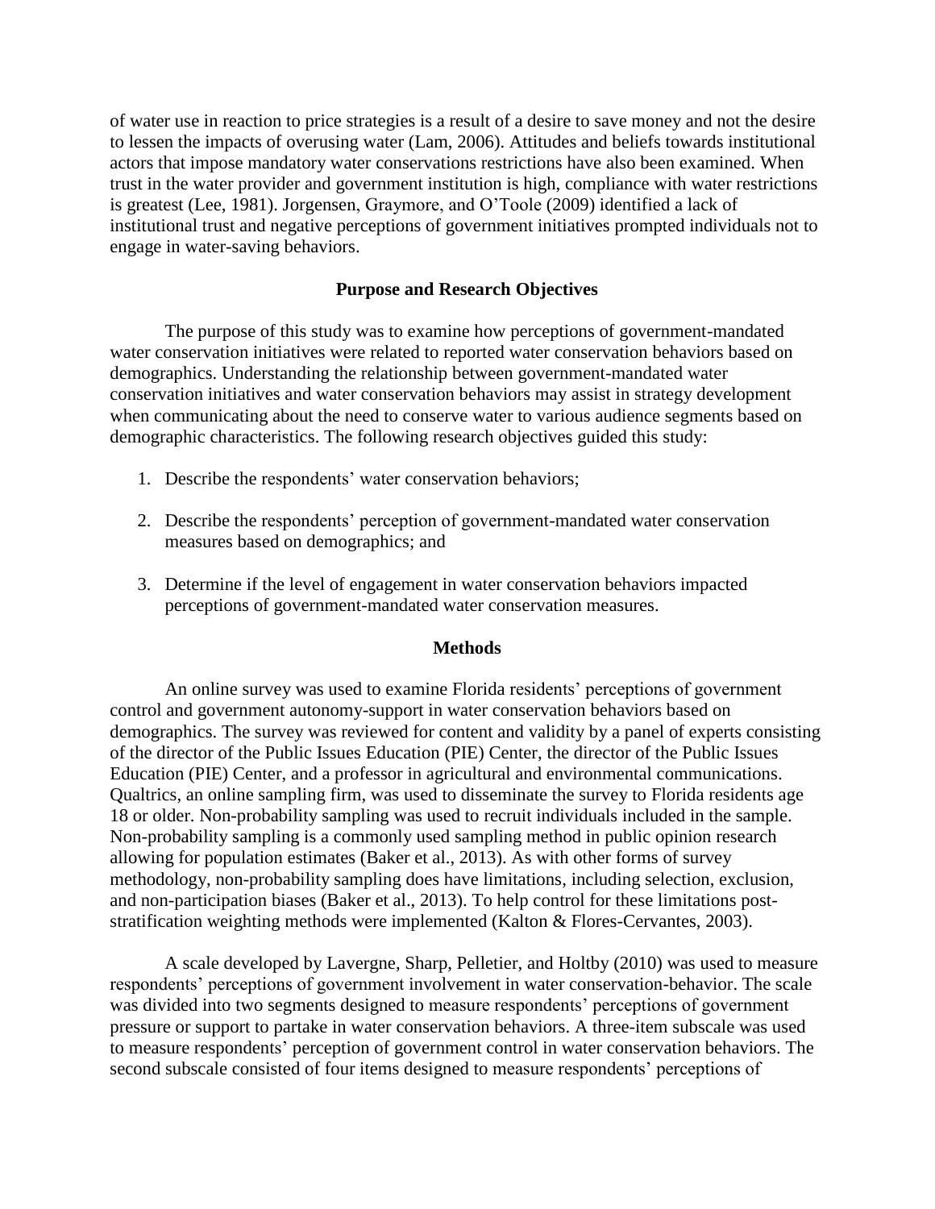of water use in reaction to price strategies is a result of a desire to save money and not the desire to lessen the impacts of overusing water (Lam, 2006). Attitudes and beliefs towards institutional actors that impose mandatory water conservations restrictions have also been examined. When trust in the water provider and government institution is high, compliance with water restrictions is greatest (Lee, 1981). Jorgensen, Graymore, and O'Toole (2009) identified a lack of institutional trust and negative perceptions of government initiatives prompted individuals not to engage in water-saving behaviors.

## Purpose and Research Objectives

The purpose of this study was to examine how perceptions of government-mandated water conservation initiatives were related to reported water conservation behaviors based on demographics. Understanding the relationship between government-mandated water conservation initiatives and water conservation behaviors may assist in strategy development when communicating about the need to conserve water to various audience segments based on demographic characteristics. The following research objectives guided this study:

1. Describe the respondents' water conservation behaviors;
2. Describe the respondents' perception of government-mandated water conservation measures based on demographics; and
3. Determine if the level of engagement in water conservation behaviors impacted perceptions of government-mandated water conservation measures.

## Methods

An online survey was used to examine Florida residents' perceptions of government control and government autonomy-support in water conservation behaviors based on demographics. The survey was reviewed for content and validity by a panel of experts consisting of the director of the Public Issues Education (PIE) Center, the director of the Public Issues Education (PIE) Center, and a professor in agricultural and environmental communications. Qualtrics, an online sampling firm, was used to disseminate the survey to Florida residents age 18 or older. Non-probability sampling was used to recruit individuals included in the sample. Non-probability sampling is a commonly used sampling method in public opinion research allowing for population estimates (Baker et al., 2013). As with other forms of survey methodology, non-probability sampling does have limitations, including selection, exclusion, and non-participation biases (Baker et al., 2013). To help control for these limitations post-stratification weighting methods were implemented (Kalton & Flores-Cervantes, 2003).

A scale developed by Lavergne, Sharp, Pelletier, and Holtby (2010) was used to measure respondents' perceptions of government involvement in water conservation-behavior. The scale was divided into two segments designed to measure respondents' perceptions of government pressure or support to partake in water conservation behaviors. A three-item subscale was used to measure respondents' perception of government control in water conservation behaviors. The second subscale consisted of four items designed to measure respondents' perceptions of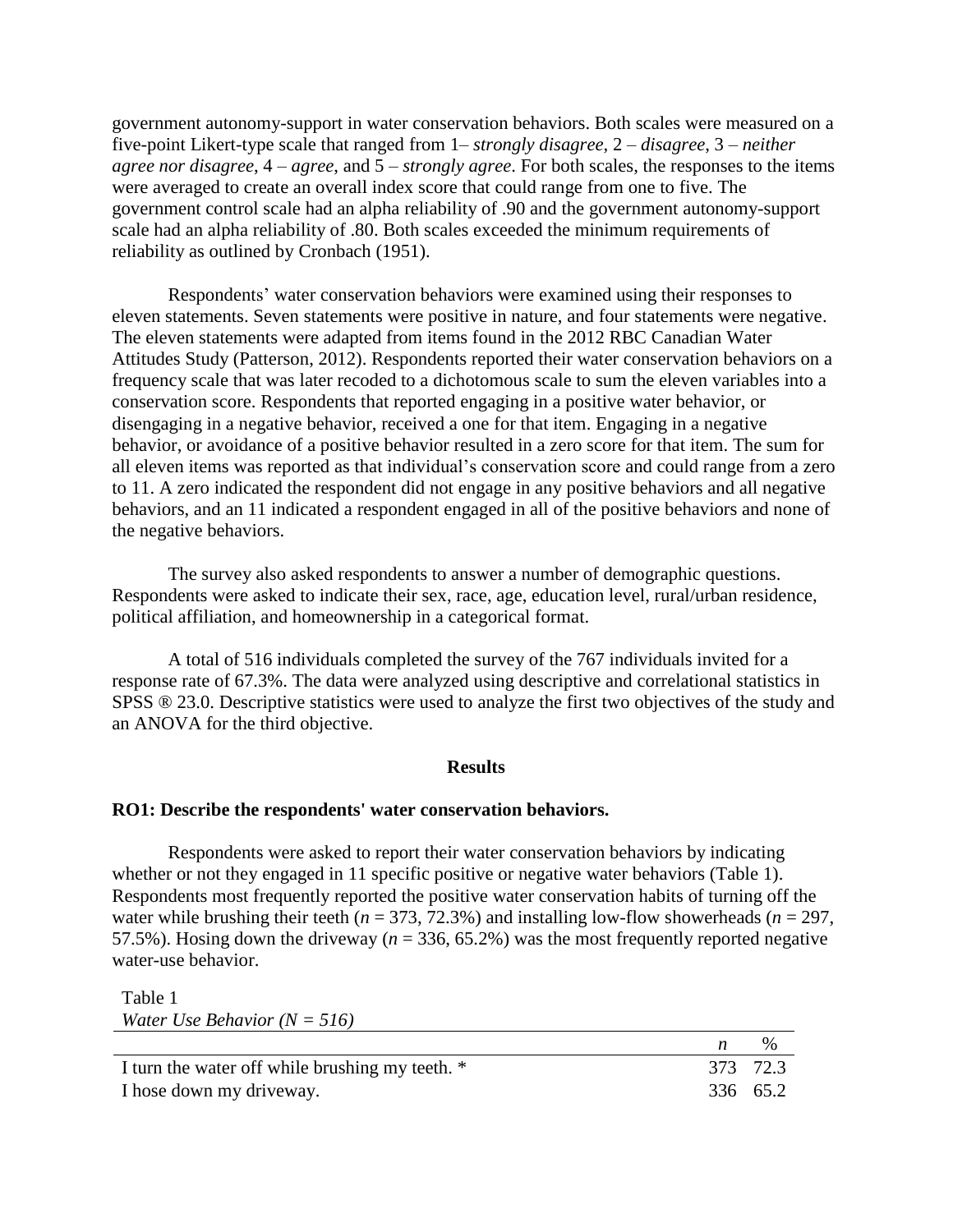government autonomy-support in water conservation behaviors. Both scales were measured on a five-point Likert-type scale that ranged from 1– *strongly disagree*, 2 – *disagree*, 3 – *neither agree nor disagree*, 4 – *agree*, and 5 – *strongly agree*. For both scales, the responses to the items were averaged to create an overall index score that could range from one to five. The government control scale had an alpha reliability of .90 and the government autonomy-support scale had an alpha reliability of .80. Both scales exceeded the minimum requirements of reliability as outlined by Cronbach (1951).

Respondents' water conservation behaviors were examined using their responses to eleven statements. Seven statements were positive in nature, and four statements were negative. The eleven statements were adapted from items found in the 2012 RBC Canadian Water Attitudes Study (Patterson, 2012). Respondents reported their water conservation behaviors on a frequency scale that was later recoded to a dichotomous scale to sum the eleven variables into a conservation score. Respondents that reported engaging in a positive water behavior, or disengaging in a negative behavior, received a one for that item. Engaging in a negative behavior, or avoidance of a positive behavior resulted in a zero score for that item. The sum for all eleven items was reported as that individual's conservation score and could range from a zero to 11. A zero indicated the respondent did not engage in any positive behaviors and all negative behaviors, and an 11 indicated a respondent engaged in all of the positive behaviors and none of the negative behaviors.

The survey also asked respondents to answer a number of demographic questions. Respondents were asked to indicate their sex, race, age, education level, rural/urban residence, political affiliation, and homeownership in a categorical format.

A total of 516 individuals completed the survey of the 767 individuals invited for a response rate of 67.3%. The data were analyzed using descriptive and correlational statistics in SPSS ® 23.0. Descriptive statistics were used to analyze the first two objectives of the study and an ANOVA for the third objective.

## Results

### RO1: Describe the respondents' water conservation behaviors.

Respondents were asked to report their water conservation behaviors by indicating whether or not they engaged in 11 specific positive or negative water behaviors (Table 1). Respondents most frequently reported the positive water conservation habits of turning off the water while brushing their teeth ($n$ = 373, 72.3%) and installing low-flow showerheads ($n$ = 297, 57.5%). Hosing down the driveway ($n$ = 336, 65.2%) was the most frequently reported negative water-use behavior.

Table 1
*Water Use Behavior (N = 516)*

| | $n$ | % |
|---|---|---|
| I turn the water off while brushing my teeth. * | 373 | 72.3 |
| I hose down my driveway. | 336 | 65.2 |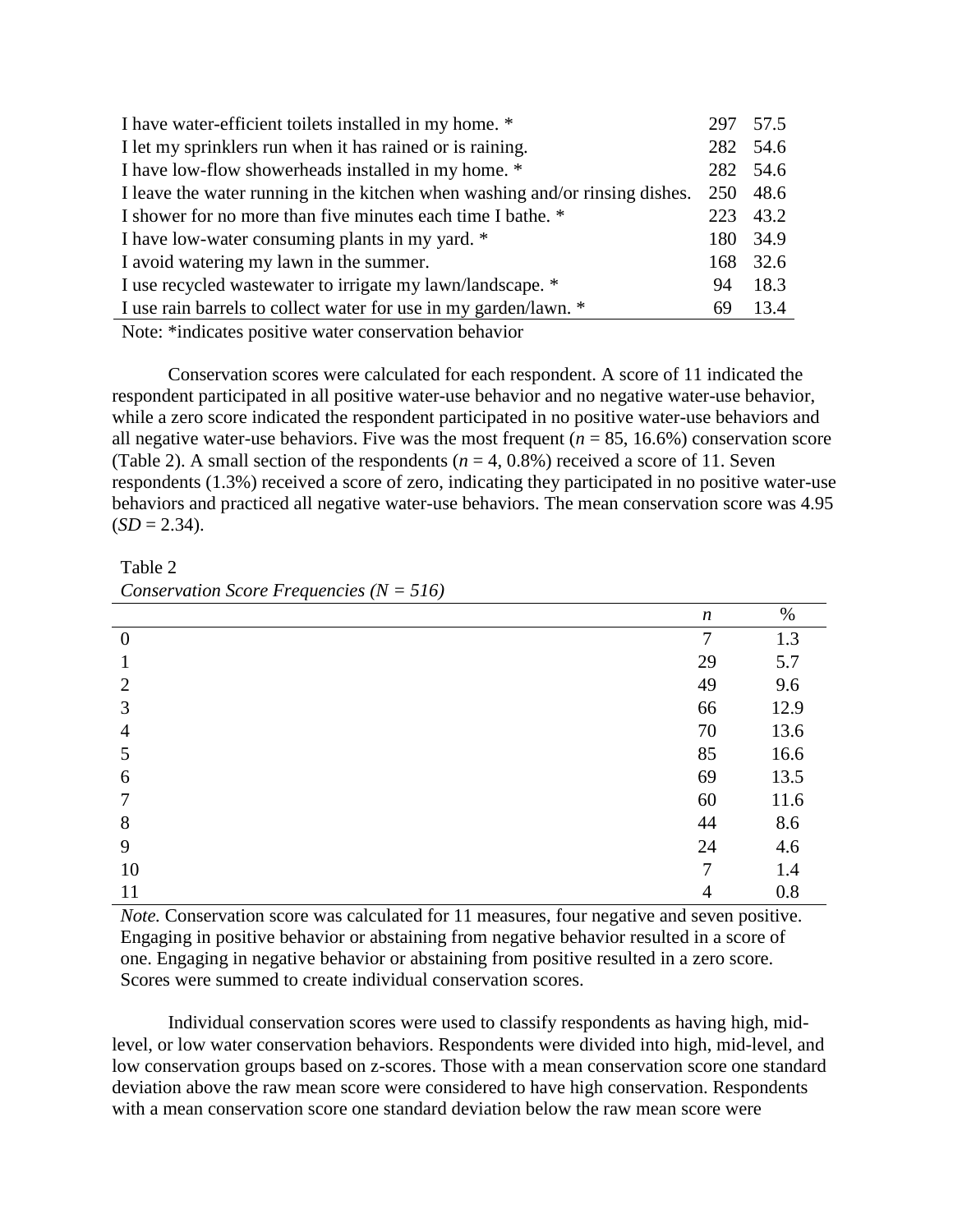| | | |
|---|---|---|
| I have water-efficient toilets installed in my home. * | 297 | 57.5 |
| I let my sprinklers run when it has rained or is raining. | 282 | 54.6 |
| I have low-flow showerheads installed in my home. * | 282 | 54.6 |
| I leave the water running in the kitchen when washing and/or rinsing dishes. | 250 | 48.6 |
| I shower for no more than five minutes each time I bathe. * | 223 | 43.2 |
| I have low-water consuming plants in my yard. * | 180 | 34.9 |
| I avoid watering my lawn in the summer. | 168 | 32.6 |
| I use recycled wastewater to irrigate my lawn/landscape. * | 94 | 18.3 |
| I use rain barrels to collect water for use in my garden/lawn. * | 69 | 13.4 |

Note: *indicates positive water conservation behavior

Conservation scores were calculated for each respondent. A score of 11 indicated the respondent participated in all positive water-use behavior and no negative water-use behavior, while a zero score indicated the respondent participated in no positive water-use behaviors and all negative water-use behaviors. Five was the most frequent ($n$ = 85, 16.6%) conservation score (Table 2). A small section of the respondents ($n$ = 4, 0.8%) received a score of 11. Seven respondents (1.3%) received a score of zero, indicating they participated in no positive water-use behaviors and practiced all negative water-use behaviors. The mean conservation score was 4.95 ($SD$ = 2.34).

Table 2

*Conservation Score Frequencies (N = 516)*

| | $n$ | % |
|---|---|---|
| 0 | 7 | 1.3 |
| 1 | 29 | 5.7 |
| 2 | 49 | 9.6 |
| 3 | 66 | 12.9 |
| 4 | 70 | 13.6 |
| 5 | 85 | 16.6 |
| 6 | 69 | 13.5 |
| 7 | 60 | 11.6 |
| 8 | 44 | 8.6 |
| 9 | 24 | 4.6 |
| 10 | 7 | 1.4 |
| 11 | 4 | 0.8 |

*Note.* Conservation score was calculated for 11 measures, four negative and seven positive. Engaging in positive behavior or abstaining from negative behavior resulted in a score of one. Engaging in negative behavior or abstaining from positive resulted in a zero score. Scores were summed to create individual conservation scores.

Individual conservation scores were used to classify respondents as having high, mid-level, or low water conservation behaviors. Respondents were divided into high, mid-level, and low conservation groups based on z-scores. Those with a mean conservation score one standard deviation above the raw mean score were considered to have high conservation. Respondents with a mean conservation score one standard deviation below the raw mean score were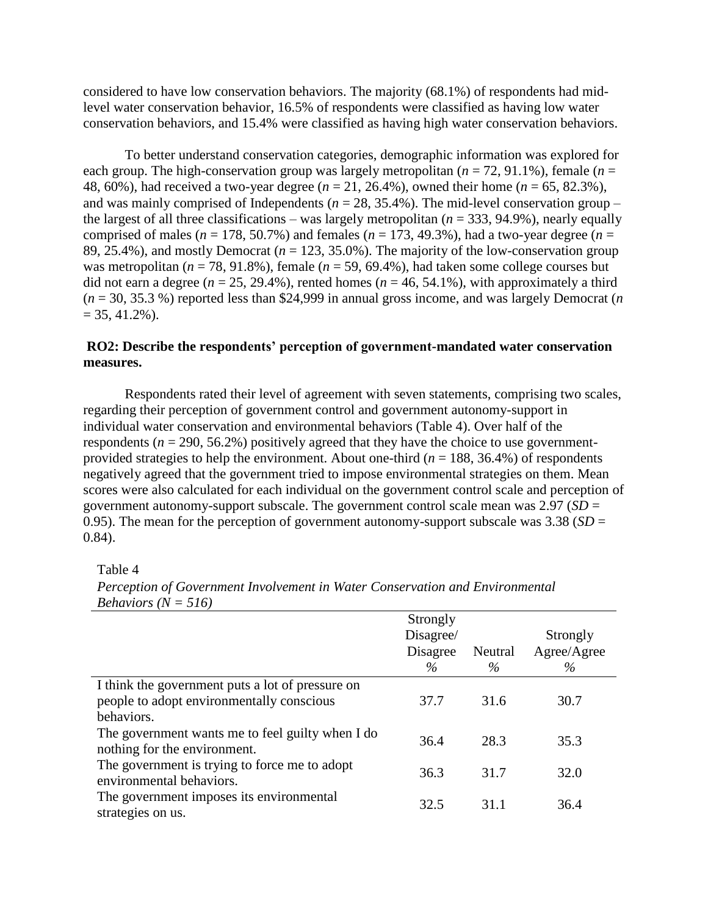considered to have low conservation behaviors. The majority (68.1%) of respondents had mid-level water conservation behavior, 16.5% of respondents were classified as having low water conservation behaviors, and 15.4% were classified as having high water conservation behaviors.

To better understand conservation categories, demographic information was explored for each group. The high-conservation group was largely metropolitan ($n$ = 72, 91.1%), female ($n$ = 48, 60%), had received a two-year degree ($n$ = 21, 26.4%), owned their home ($n$ = 65, 82.3%), and was mainly comprised of Independents ($n$ = 28, 35.4%). The mid-level conservation group – the largest of all three classifications – was largely metropolitan ($n$ = 333, 94.9%), nearly equally comprised of males ($n$ = 178, 50.7%) and females ($n$ = 173, 49.3%), had a two-year degree ($n$ = 89, 25.4%), and mostly Democrat ($n$ = 123, 35.0%). The majority of the low-conservation group was metropolitan ($n$ = 78, 91.8%), female ($n$ = 59, 69.4%), had taken some college courses but did not earn a degree ($n$ = 25, 29.4%), rented homes ($n$ = 46, 54.1%), with approximately a third ($n$ = 30, 35.3 %) reported less than \$24,999 in annual gross income, and was largely Democrat ($n$ = 35, 41.2%).

### RO2: Describe the respondents' perception of government-mandated water conservation measures.

Respondents rated their level of agreement with seven statements, comprising two scales, regarding their perception of government control and government autonomy-support in individual water conservation and environmental behaviors (Table 4). Over half of the respondents ($n$ = 290, 56.2%) positively agreed that they have the choice to use government-provided strategies to help the environment. About one-third ($n$ = 188, 36.4%) of respondents negatively agreed that the government tried to impose environmental strategies on them. Mean scores were also calculated for each individual on the government control scale and perception of government autonomy-support subscale. The government control scale mean was 2.97 ($SD$ = 0.95). The mean for the perception of government autonomy-support subscale was 3.38 ($SD$ = 0.84).

Table 4

*Perception of Government Involvement in Water Conservation and Environmental Behaviors (N = 516)*

| | Strongly Disagree/ Disagree % | Neutral % | Strongly Agree/Agree % |
|---|---|---|---|
| I think the government puts a lot of pressure on people to adopt environmentally conscious behaviors. | 37.7 | 31.6 | 30.7 |
| The government wants me to feel guilty when I do nothing for the environment. | 36.4 | 28.3 | 35.3 |
| The government is trying to force me to adopt environmental behaviors. | 36.3 | 31.7 | 32.0 |
| The government imposes its environmental strategies on us. | 32.5 | 31.1 | 36.4 |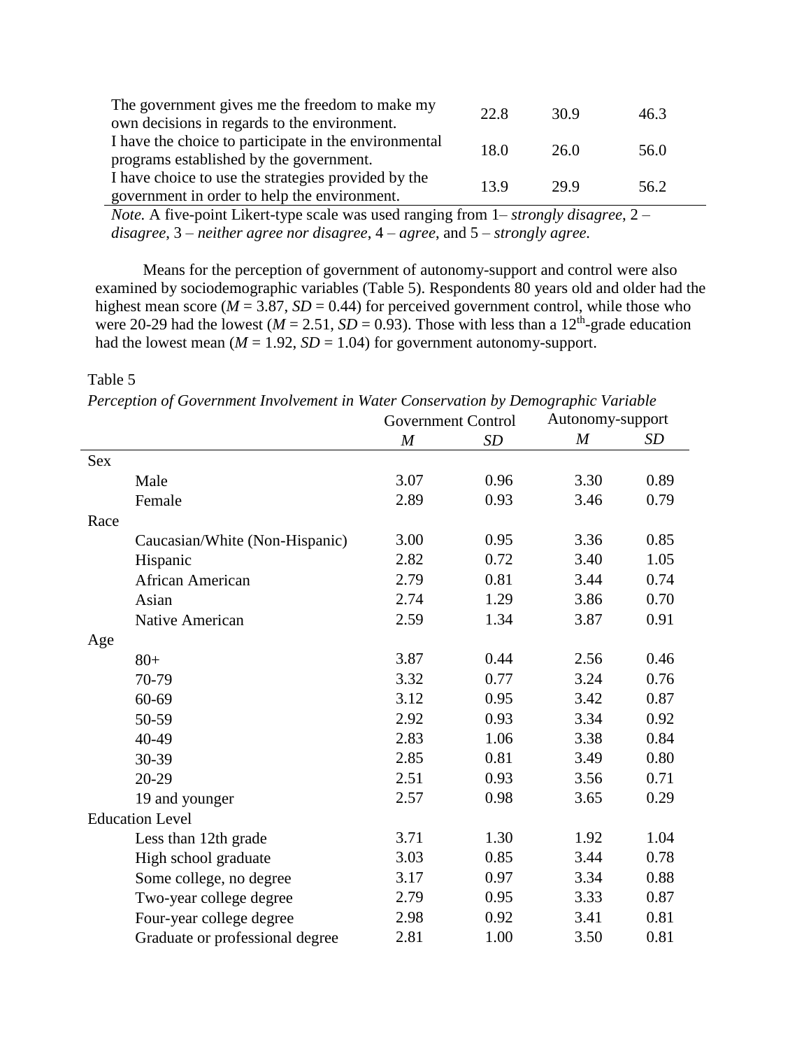| | | | |
|---|---|---|---|
| The government gives me the freedom to make my own decisions in regards to the environment. | 22.8 | 30.9 | 46.3 |
| I have the choice to participate in the environmental programs established by the government. | 18.0 | 26.0 | 56.0 |
| I have choice to use the strategies provided by the government in order to help the environment. | 13.9 | 29.9 | 56.2 |

*Note.* A five-point Likert-type scale was used ranging from 1– *strongly disagree*, 2 – *disagree*, 3 – *neither agree nor disagree*, 4 – *agree*, and 5 – *strongly agree.*

Means for the perception of government of autonomy-support and control were also examined by sociodemographic variables (Table 5). Respondents 80 years old and older had the highest mean score ($M$ = 3.87, $SD$ = 0.44) for perceived government control, while those who were 20-29 had the lowest ($M$ = 2.51, $SD$ = 0.93). Those with less than a 12th-grade education had the lowest mean ($M$ = 1.92, $SD$ = 1.04) for government autonomy-support.

Table 5

*Perception of Government Involvement in Water Conservation by Demographic Variable*

| | Government Control | | Autonomy-support | |
|---|---|---|---|---|
| | *M* | *SD* | *M* | *SD* |
| **Sex** | | | | |
| Male | 3.07 | 0.96 | 3.30 | 0.89 |
| Female | 2.89 | 0.93 | 3.46 | 0.79 |
| **Race** | | | | |
| Caucasian/White (Non-Hispanic) | 3.00 | 0.95 | 3.36 | 0.85 |
| Hispanic | 2.82 | 0.72 | 3.40 | 1.05 |
| African American | 2.79 | 0.81 | 3.44 | 0.74 |
| Asian | 2.74 | 1.29 | 3.86 | 0.70 |
| Native American | 2.59 | 1.34 | 3.87 | 0.91 |
| **Age** | | | | |
| 80+ | 3.87 | 0.44 | 2.56 | 0.46 |
| 70-79 | 3.32 | 0.77 | 3.24 | 0.76 |
| 60-69 | 3.12 | 0.95 | 3.42 | 0.87 |
| 50-59 | 2.92 | 0.93 | 3.34 | 0.92 |
| 40-49 | 2.83 | 1.06 | 3.38 | 0.84 |
| 30-39 | 2.85 | 0.81 | 3.49 | 0.80 |
| 20-29 | 2.51 | 0.93 | 3.56 | 0.71 |
| 19 and younger | 2.57 | 0.98 | 3.65 | 0.29 |
| **Education Level** | | | | |
| Less than 12th grade | 3.71 | 1.30 | 1.92 | 1.04 |
| High school graduate | 3.03 | 0.85 | 3.44 | 0.78 |
| Some college, no degree | 3.17 | 0.97 | 3.34 | 0.88 |
| Two-year college degree | 2.79 | 0.95 | 3.33 | 0.87 |
| Four-year college degree | 2.98 | 0.92 | 3.41 | 0.81 |
| Graduate or professional degree | 2.81 | 1.00 | 3.50 | 0.81 |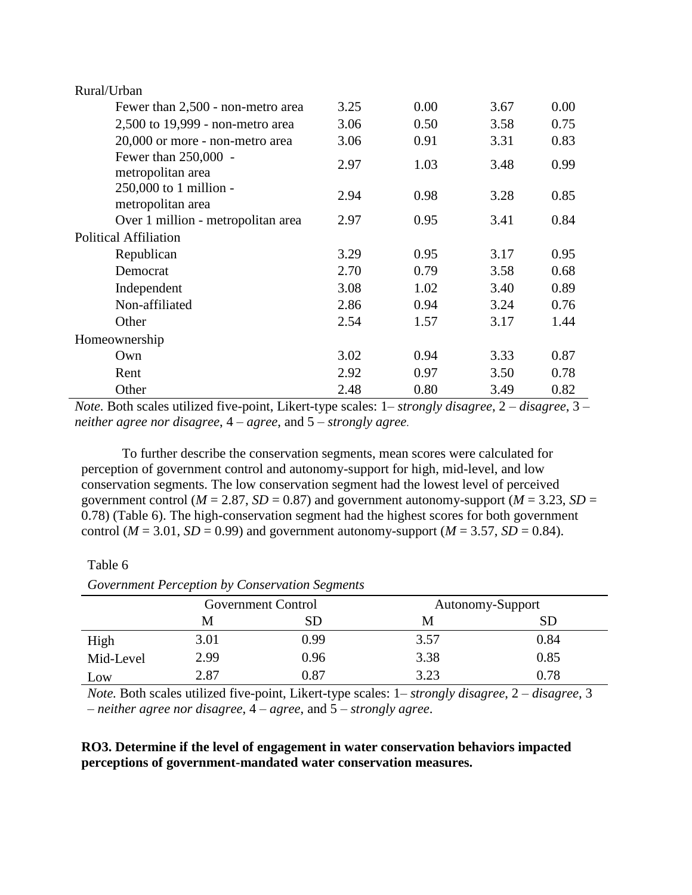| | | | | |
|---|---|---|---|---|
| Rural/Urban | | | | |
| Fewer than 2,500 - non-metro area | 3.25 | 0.00 | 3.67 | 0.00 |
| 2,500 to 19,999 - non-metro area | 3.06 | 0.50 | 3.58 | 0.75 |
| 20,000 or more - non-metro area | 3.06 | 0.91 | 3.31 | 0.83 |
| Fewer than 250,000 - metropolitan area | 2.97 | 1.03 | 3.48 | 0.99 |
| 250,000 to 1 million - metropolitan area | 2.94 | 0.98 | 3.28 | 0.85 |
| Over 1 million - metropolitan area | 2.97 | 0.95 | 3.41 | 0.84 |
| Political Affiliation | | | | |
| Republican | 3.29 | 0.95 | 3.17 | 0.95 |
| Democrat | 2.70 | 0.79 | 3.58 | 0.68 |
| Independent | 3.08 | 1.02 | 3.40 | 0.89 |
| Non-affiliated | 2.86 | 0.94 | 3.24 | 0.76 |
| Other | 2.54 | 1.57 | 3.17 | 1.44 |
| Homeownership | | | | |
| Own | 3.02 | 0.94 | 3.33 | 0.87 |
| Rent | 2.92 | 0.97 | 3.50 | 0.78 |
| Other | 2.48 | 0.80 | 3.49 | 0.82 |

*Note.* Both scales utilized five-point, Likert-type scales: 1– *strongly disagree*, 2 – *disagree*, 3 – *neither agree nor disagree*, 4 – *agree*, and 5 – *strongly agree*.

To further describe the conservation segments, mean scores were calculated for perception of government control and autonomy-support for high, mid-level, and low conservation segments. The low conservation segment had the lowest level of perceived government control ($M$ = 2.87, $SD$ = 0.87) and government autonomy-support ($M$ = 3.23, $SD$ = 0.78) (Table 6). The high-conservation segment had the highest scores for both government control ($M$ = 3.01, $SD$ = 0.99) and government autonomy-support ($M$ = 3.57, $SD$ = 0.84).

Table 6

*Government Perception by Conservation Segments*

| | Government Control | | Autonomy-Support | |
|---|---|---|---|---|
| | M | SD | M | SD |
| High | 3.01 | 0.99 | 3.57 | 0.84 |
| Mid-Level | 2.99 | 0.96 | 3.38 | 0.85 |
| Low | 2.87 | 0.87 | 3.23 | 0.78 |

*Note.* Both scales utilized five-point, Likert-type scales: 1– *strongly disagree*, 2 – *disagree*, 3 – *neither agree nor disagree*, 4 – *agree*, and 5 – *strongly agree*.

**RO3. Determine if the level of engagement in water conservation behaviors impacted perceptions of government-mandated water conservation measures.**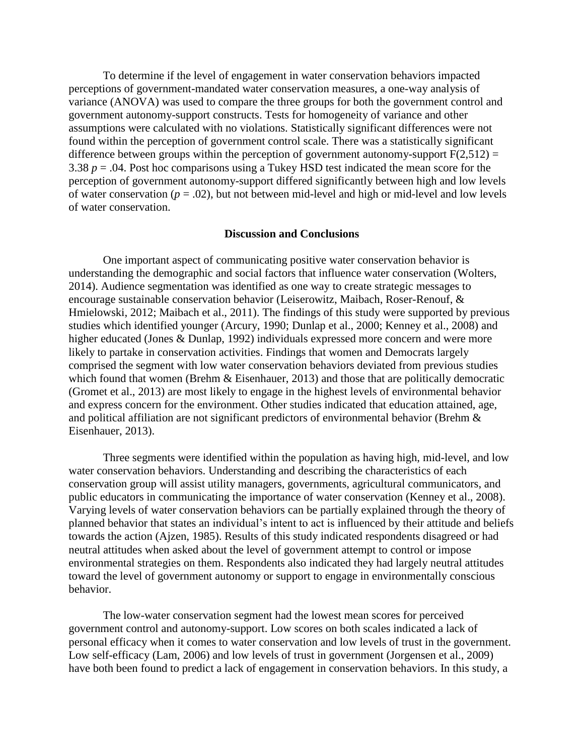To determine if the level of engagement in water conservation behaviors impacted perceptions of government-mandated water conservation measures, a one-way analysis of variance (ANOVA) was used to compare the three groups for both the government control and government autonomy-support constructs. Tests for homogeneity of variance and other assumptions were calculated with no violations. Statistically significant differences were not found within the perception of government control scale. There was a statistically significant difference between groups within the perception of government autonomy-support $F(2,512) = 3.38$ $p = .04$. Post hoc comparisons using a Tukey HSD test indicated the mean score for the perception of government autonomy-support differed significantly between high and low levels of water conservation ($p = .02$), but not between mid-level and high or mid-level and low levels of water conservation.

## Discussion and Conclusions

One important aspect of communicating positive water conservation behavior is understanding the demographic and social factors that influence water conservation (Wolters, 2014). Audience segmentation was identified as one way to create strategic messages to encourage sustainable conservation behavior (Leiserowitz, Maibach, Roser-Renouf, & Hmielowski, 2012; Maibach et al., 2011). The findings of this study were supported by previous studies which identified younger (Arcury, 1990; Dunlap et al., 2000; Kenney et al., 2008) and higher educated (Jones & Dunlap, 1992) individuals expressed more concern and were more likely to partake in conservation activities. Findings that women and Democrats largely comprised the segment with low water conservation behaviors deviated from previous studies which found that women (Brehm & Eisenhauer, 2013) and those that are politically democratic (Gromet et al., 2013) are most likely to engage in the highest levels of environmental behavior and express concern for the environment. Other studies indicated that education attained, age, and political affiliation are not significant predictors of environmental behavior (Brehm & Eisenhauer, 2013).

Three segments were identified within the population as having high, mid-level, and low water conservation behaviors. Understanding and describing the characteristics of each conservation group will assist utility managers, governments, agricultural communicators, and public educators in communicating the importance of water conservation (Kenney et al., 2008). Varying levels of water conservation behaviors can be partially explained through the theory of planned behavior that states an individual's intent to act is influenced by their attitude and beliefs towards the action (Ajzen, 1985). Results of this study indicated respondents disagreed or had neutral attitudes when asked about the level of government attempt to control or impose environmental strategies on them. Respondents also indicated they had largely neutral attitudes toward the level of government autonomy or support to engage in environmentally conscious behavior.

The low-water conservation segment had the lowest mean scores for perceived government control and autonomy-support. Low scores on both scales indicated a lack of personal efficacy when it comes to water conservation and low levels of trust in the government. Low self-efficacy (Lam, 2006) and low levels of trust in government (Jorgensen et al., 2009) have both been found to predict a lack of engagement in conservation behaviors. In this study, a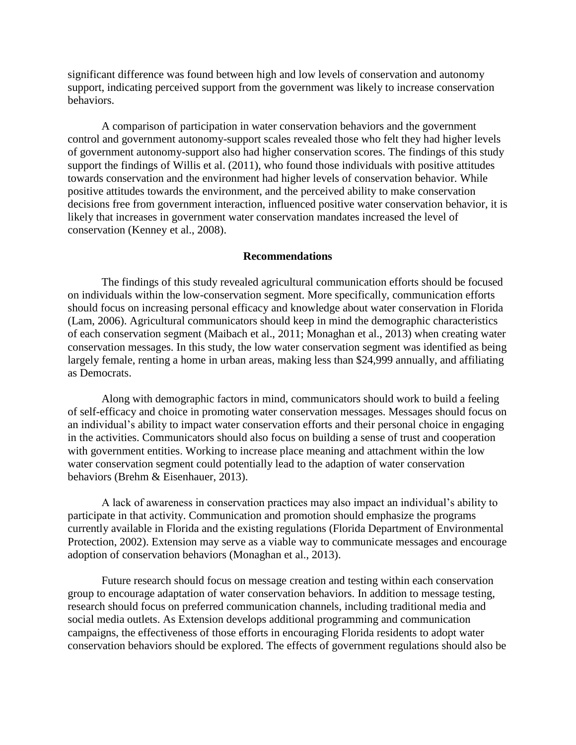significant difference was found between high and low levels of conservation and autonomy support, indicating perceived support from the government was likely to increase conservation behaviors.

A comparison of participation in water conservation behaviors and the government control and government autonomy-support scales revealed those who felt they had higher levels of government autonomy-support also had higher conservation scores. The findings of this study support the findings of Willis et al. (2011), who found those individuals with positive attitudes towards conservation and the environment had higher levels of conservation behavior. While positive attitudes towards the environment, and the perceived ability to make conservation decisions free from government interaction, influenced positive water conservation behavior, it is likely that increases in government water conservation mandates increased the level of conservation (Kenney et al., 2008).

## Recommendations

The findings of this study revealed agricultural communication efforts should be focused on individuals within the low-conservation segment. More specifically, communication efforts should focus on increasing personal efficacy and knowledge about water conservation in Florida (Lam, 2006). Agricultural communicators should keep in mind the demographic characteristics of each conservation segment (Maibach et al., 2011; Monaghan et al., 2013) when creating water conservation messages. In this study, the low water conservation segment was identified as being largely female, renting a home in urban areas, making less than $24,999 annually, and affiliating as Democrats.

Along with demographic factors in mind, communicators should work to build a feeling of self-efficacy and choice in promoting water conservation messages. Messages should focus on an individual's ability to impact water conservation efforts and their personal choice in engaging in the activities. Communicators should also focus on building a sense of trust and cooperation with government entities. Working to increase place meaning and attachment within the low water conservation segment could potentially lead to the adaption of water conservation behaviors (Brehm & Eisenhauer, 2013).

A lack of awareness in conservation practices may also impact an individual's ability to participate in that activity. Communication and promotion should emphasize the programs currently available in Florida and the existing regulations (Florida Department of Environmental Protection, 2002). Extension may serve as a viable way to communicate messages and encourage adoption of conservation behaviors (Monaghan et al., 2013).

Future research should focus on message creation and testing within each conservation group to encourage adaptation of water conservation behaviors. In addition to message testing, research should focus on preferred communication channels, including traditional media and social media outlets. As Extension develops additional programming and communication campaigns, the effectiveness of those efforts in encouraging Florida residents to adopt water conservation behaviors should be explored. The effects of government regulations should also be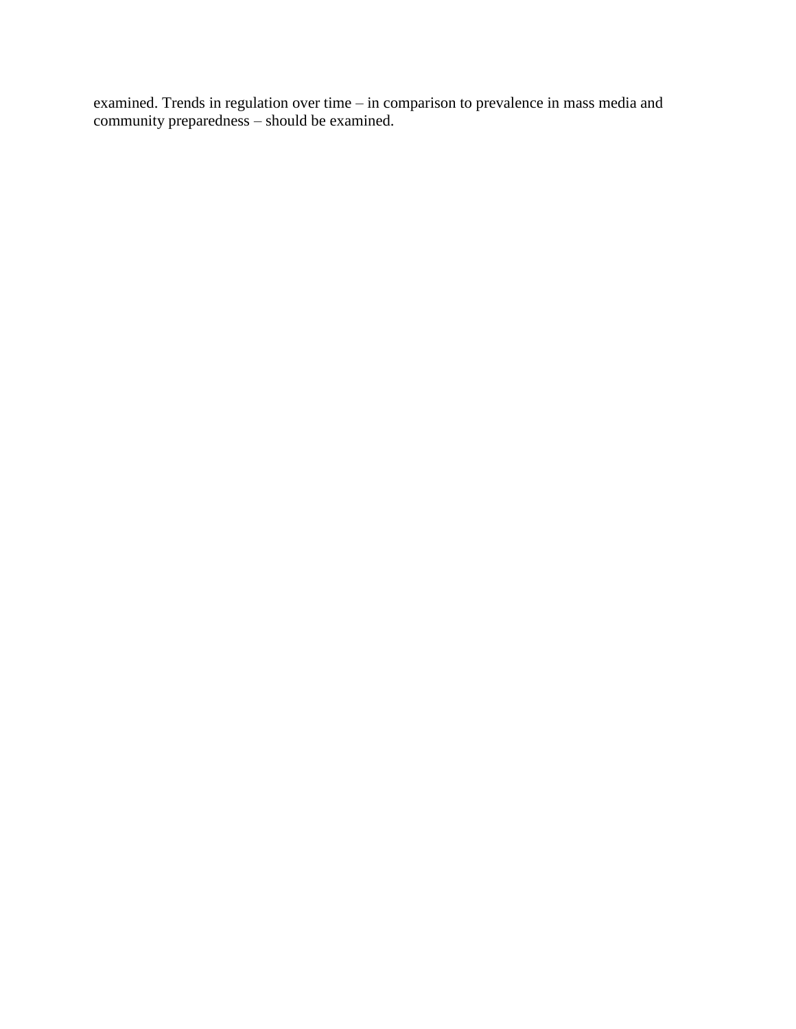examined. Trends in regulation over time – in comparison to prevalence in mass media and community preparedness – should be examined.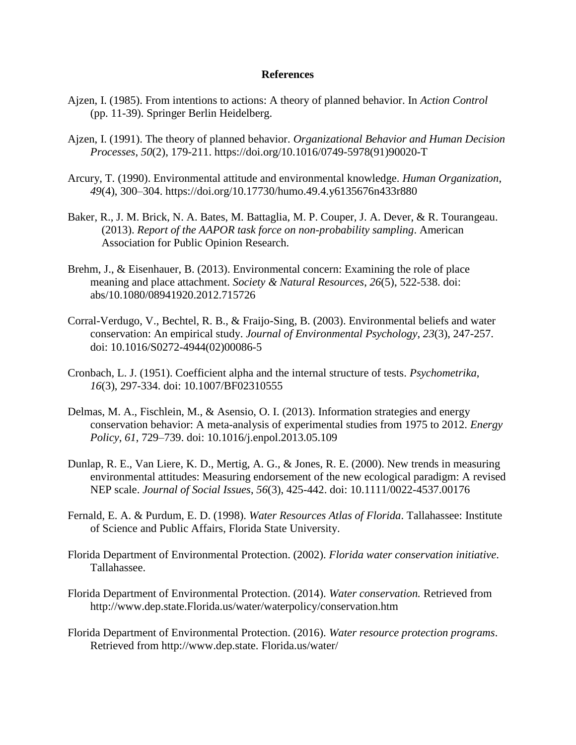**References**

Ajzen, I. (1985). From intentions to actions: A theory of planned behavior. In *Action Control* (pp. 11-39). Springer Berlin Heidelberg.

Ajzen, I. (1991). The theory of planned behavior. *Organizational Behavior and Human Decision Processes*, *50*(2), 179-211. https://doi.org/10.1016/0749-5978(91)90020-T

Arcury, T. (1990). Environmental attitude and environmental knowledge. *Human Organization*, *49*(4), 300–304. https://doi.org/10.17730/humo.49.4.y6135676n433r880

Baker, R., J. M. Brick, N. A. Bates, M. Battaglia, M. P. Couper, J. A. Dever, & R. Tourangeau. (2013). *Report of the AAPOR task force on non-probability sampling*. American Association for Public Opinion Research.

Brehm, J., & Eisenhauer, B. (2013). Environmental concern: Examining the role of place meaning and place attachment. *Society & Natural Resources*, *26*(5), 522-538. doi: abs/10.1080/08941920.2012.715726

Corral-Verdugo, V., Bechtel, R. B., & Fraijo-Sing, B. (2003). Environmental beliefs and water conservation: An empirical study. *Journal of Environmental Psychology*, *23*(3), 247-257. doi: 10.1016/S0272-4944(02)00086-5

Cronbach, L. J. (1951). Coefficient alpha and the internal structure of tests. *Psychometrika*, *16*(3), 297-334. doi: 10.1007/BF02310555

Delmas, M. A., Fischlein, M., & Asensio, O. I. (2013). Information strategies and energy conservation behavior: A meta-analysis of experimental studies from 1975 to 2012. *Energy Policy*, *61*, 729–739. doi: 10.1016/j.enpol.2013.05.109

Dunlap, R. E., Van Liere, K. D., Mertig, A. G., & Jones, R. E. (2000). New trends in measuring environmental attitudes: Measuring endorsement of the new ecological paradigm: A revised NEP scale. *Journal of Social Issues*, *56*(3), 425-442. doi: 10.1111/0022-4537.00176

Fernald, E. A. & Purdum, E. D. (1998). *Water Resources Atlas of Florida*. Tallahassee: Institute of Science and Public Affairs, Florida State University.

Florida Department of Environmental Protection. (2002). *Florida water conservation initiative*. Tallahassee.

Florida Department of Environmental Protection. (2014). *Water conservation.* Retrieved from http://www.dep.state.Florida.us/water/waterpolicy/conservation.htm

Florida Department of Environmental Protection. (2016). *Water resource protection programs*. Retrieved from http://www.dep.state. Florida.us/water/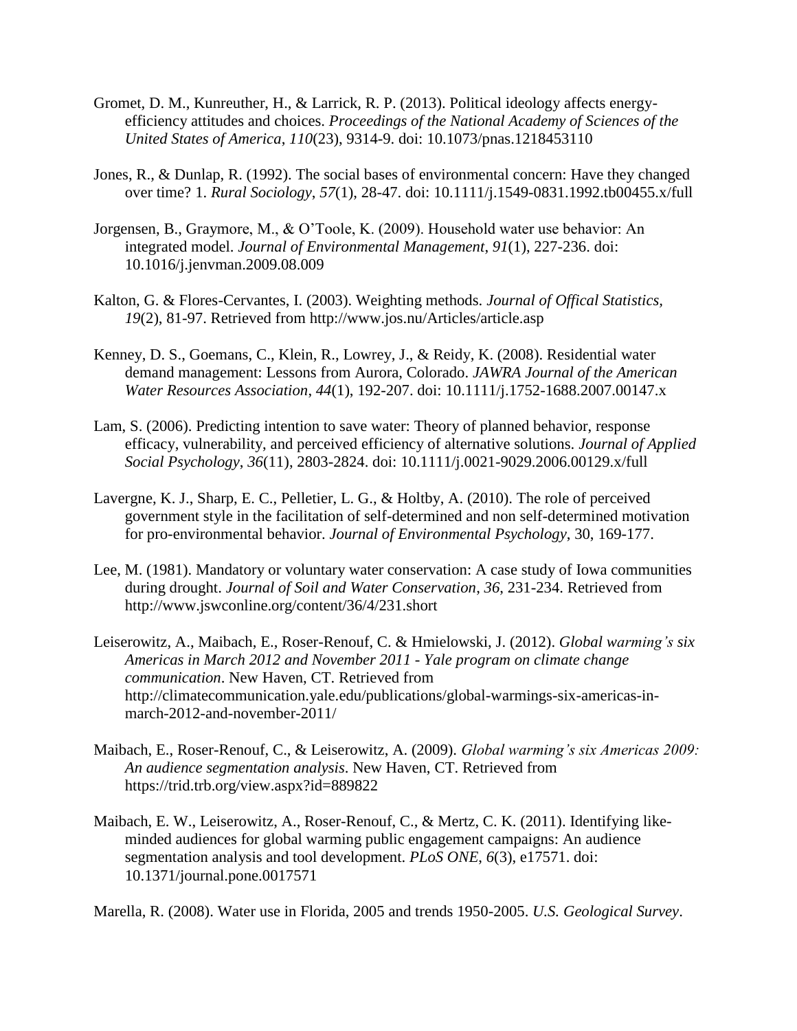Gromet, D. M., Kunreuther, H., & Larrick, R. P. (2013). Political ideology affects energy-efficiency attitudes and choices. *Proceedings of the National Academy of Sciences of the United States of America*, *110*(23), 9314-9. doi: 10.1073/pnas.1218453110

Jones, R., & Dunlap, R. (1992). The social bases of environmental concern: Have they changed over time? 1. *Rural Sociology*, *57*(1), 28-47. doi: 10.1111/j.1549-0831.1992.tb00455.x/full

Jorgensen, B., Graymore, M., & O'Toole, K. (2009). Household water use behavior: An integrated model. *Journal of Environmental Management*, *91*(1), 227-236. doi: 10.1016/j.jenvman.2009.08.009

Kalton, G. & Flores-Cervantes, I. (2003). Weighting methods. *Journal of Offical Statistics, 19*(2), 81-97. Retrieved from http://www.jos.nu/Articles/article.asp

Kenney, D. S., Goemans, C., Klein, R., Lowrey, J., & Reidy, K. (2008). Residential water demand management: Lessons from Aurora, Colorado. *JAWRA Journal of the American Water Resources Association*, *44*(1), 192-207. doi: 10.1111/j.1752-1688.2007.00147.x

Lam, S. (2006). Predicting intention to save water: Theory of planned behavior, response efficacy, vulnerability, and perceived efficiency of alternative solutions. *Journal of Applied Social Psychology*, *36*(11), 2803-2824. doi: 10.1111/j.0021-9029.2006.00129.x/full

Lavergne, K. J., Sharp, E. C., Pelletier, L. G., & Holtby, A. (2010). The role of perceived government style in the facilitation of self-determined and non self-determined motivation for pro-environmental behavior. *Journal of Environmental Psychology*, 30, 169-177.

Lee, M. (1981). Mandatory or voluntary water conservation: A case study of Iowa communities during drought. *Journal of Soil and Water Conservation*, *36*, 231-234. Retrieved from http://www.jswconline.org/content/36/4/231.short

Leiserowitz, A., Maibach, E., Roser-Renouf, C. & Hmielowski, J. (2012). *Global warming's six Americas in March 2012 and November 2011 - Yale program on climate change communication*. New Haven, CT. Retrieved from http://climatecommunication.yale.edu/publications/global-warmings-six-americas-in-march-2012-and-november-2011/

Maibach, E., Roser-Renouf, C., & Leiserowitz, A. (2009). *Global warming's six Americas 2009: An audience segmentation analysis*. New Haven, CT. Retrieved from https://trid.trb.org/view.aspx?id=889822

Maibach, E. W., Leiserowitz, A., Roser-Renouf, C., & Mertz, C. K. (2011). Identifying like-minded audiences for global warming public engagement campaigns: An audience segmentation analysis and tool development. *PLoS ONE*, *6*(3), e17571. doi: 10.1371/journal.pone.0017571

Marella, R. (2008). Water use in Florida, 2005 and trends 1950-2005. *U.S. Geological Survey*.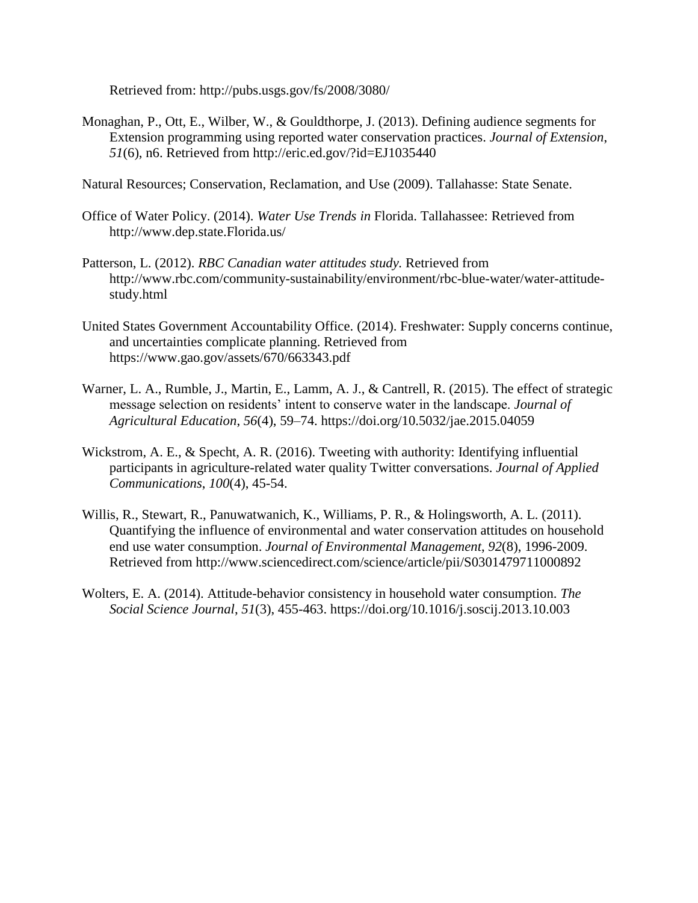Retrieved from: http://pubs.usgs.gov/fs/2008/3080/

Monaghan, P., Ott, E., Wilber, W., & Gouldthorpe, J. (2013). Defining audience segments for Extension programming using reported water conservation practices. *Journal of Extension*, *51*(6), n6. Retrieved from http://eric.ed.gov/?id=EJ1035440

Natural Resources; Conservation, Reclamation, and Use (2009). Tallahasse: State Senate.

Office of Water Policy. (2014). *Water Use Trends in* Florida. Tallahassee: Retrieved from http://www.dep.state.Florida.us/

Patterson, L. (2012). *RBC Canadian water attitudes study.* Retrieved from http://www.rbc.com/community-sustainability/environment/rbc-blue-water/water-attitude-study.html

United States Government Accountability Office. (2014). Freshwater: Supply concerns continue, and uncertainties complicate planning. Retrieved from https://www.gao.gov/assets/670/663343.pdf

Warner, L. A., Rumble, J., Martin, E., Lamm, A. J., & Cantrell, R. (2015). The effect of strategic message selection on residents' intent to conserve water in the landscape. *Journal of Agricultural Education*, *56*(4), 59–74. https://doi.org/10.5032/jae.2015.04059

Wickstrom, A. E., & Specht, A. R. (2016). Tweeting with authority: Identifying influential participants in agriculture-related water quality Twitter conversations. *Journal of Applied Communications*, *100*(4), 45-54.

Willis, R., Stewart, R., Panuwatwanich, K., Williams, P. R., & Holingsworth, A. L. (2011). Quantifying the influence of environmental and water conservation attitudes on household end use water consumption. *Journal of Environmental Management*, *92*(8), 1996-2009. Retrieved from http://www.sciencedirect.com/science/article/pii/S0301479711000892

Wolters, E. A. (2014). Attitude-behavior consistency in household water consumption. *The Social Science Journal*, *51*(3), 455-463. https://doi.org/10.1016/j.soscij.2013.10.003